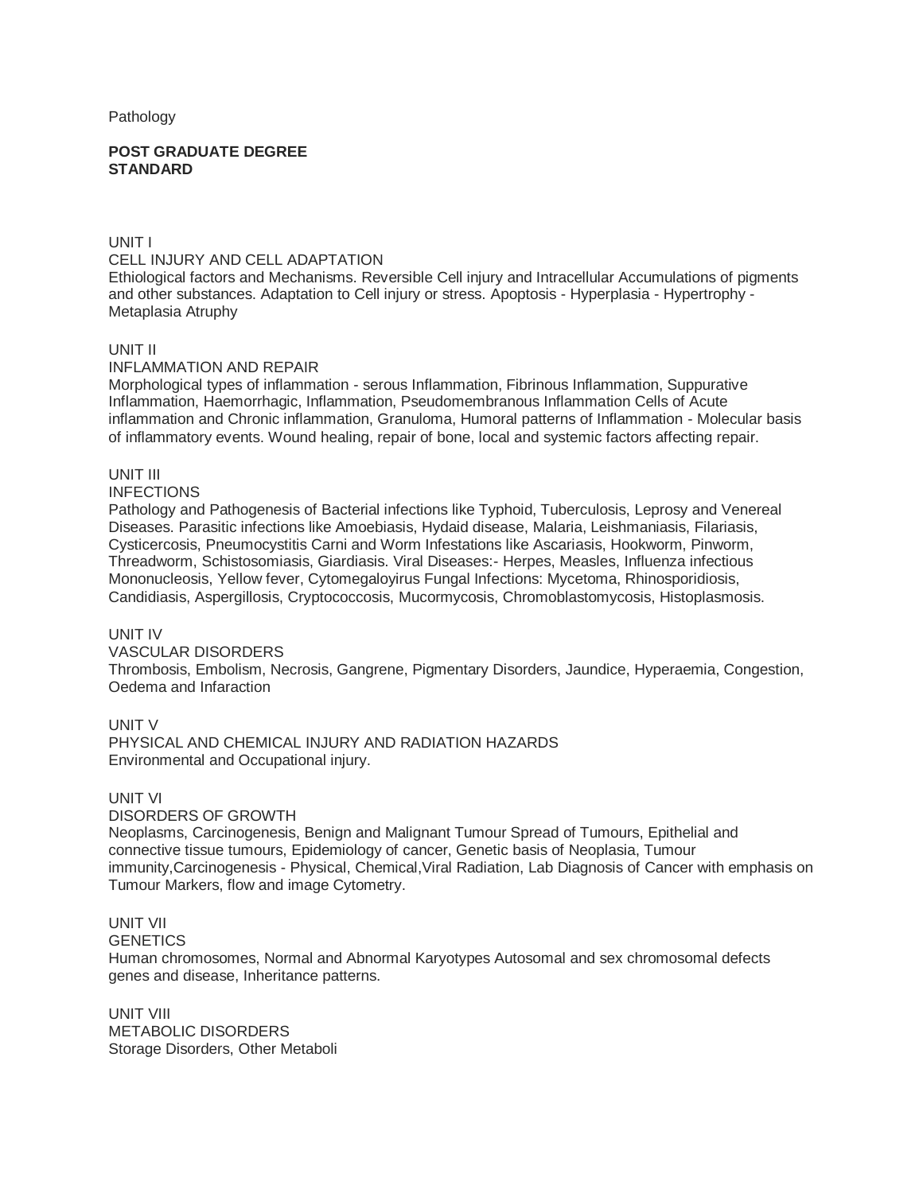Pathology

**POST GRADUATE DEGREE STANDARD**

UNIT I

CELL INJURY AND CELL ADAPTATION

Ethiological factors and Mechanisms. Reversible Cell injury and Intracellular Accumulations of pigments and other substances. Adaptation to Cell injury or stress. Apoptosis - Hyperplasia - Hypertrophy - Metaplasia Atruphy

UNIT II

INFLAMMATION AND REPAIR

Morphological types of inflammation - serous Inflammation, Fibrinous Inflammation, Suppurative Inflammation, Haemorrhagic, Inflammation, Pseudomembranous Inflammation Cells of Acute inflammation and Chronic inflammation, Granuloma, Humoral patterns of Inflammation - Molecular basis of inflammatory events. Wound healing, repair of bone, local and systemic factors affecting repair.

UNIT III

INFECTIONS

Pathology and Pathogenesis of Bacterial infections like Typhoid, Tuberculosis, Leprosy and Venereal Diseases. Parasitic infections like Amoebiasis, Hydaid disease, Malaria, Leishmaniasis, Filariasis, Cysticercosis, Pneumocystitis Carni and Worm Infestations like Ascariasis, Hookworm, Pinworm, Threadworm, Schistosomiasis, Giardiasis. Viral Diseases:- Herpes, Measles, Influenza infectious Mononucleosis, Yellow fever, Cytomegaloyirus Fungal Infections: Mycetoma, Rhinosporidiosis, Candidiasis, Aspergillosis, Cryptococcosis, Mucormycosis, Chromoblastomycosis, Histoplasmosis.

UNIT IV

VASCULAR DISORDERS

Thrombosis, Embolism, Necrosis, Gangrene, Pigmentary Disorders, Jaundice, Hyperaemia, Congestion, Oedema and Infaraction

UNIT V

PHYSICAL AND CHEMICAL INJURY AND RADIATION HAZARDS

Environmental and Occupational injury.

UNIT VI

DISORDERS OF GROWTH

Neoplasms, Carcinogenesis, Benign and Malignant Tumour Spread of Tumours, Epithelial and connective tissue tumours, Epidemiology of cancer, Genetic basis of Neoplasia, Tumour immunity,Carcinogenesis - Physical, Chemical,Viral Radiation, Lab Diagnosis of Cancer with emphasis on Tumour Markers, flow and image Cytometry.

UNIT VII

GENETICS

Human chromosomes, Normal and Abnormal Karyotypes Autosomal and sex chromosomal defects genes and disease, Inheritance patterns.

UNIT VIII

METABOLIC DISORDERS

Storage Disorders, Other Metaboli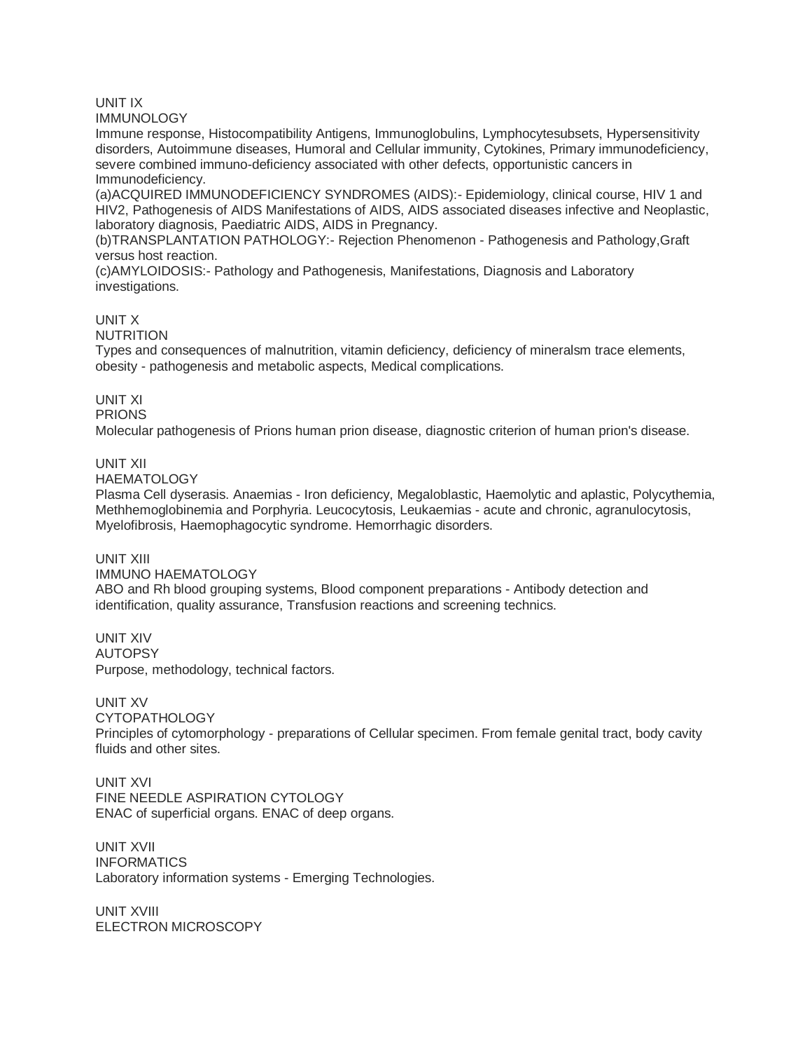## UNIT IX
## IMMUNOLOGY

Immune response, Histocompatibility Antigens, Immunoglobulins, Lymphocytesubsets, Hypersensitivity disorders, Autoimmune diseases, Humoral and Cellular immunity, Cytokines, Primary immunodeficiency, severe combined immuno-deficiency associated with other defects, opportunistic cancers in Immunodeficiency.

(a)ACQUIRED IMMUNODEFICIENCY SYNDROMES (AIDS):- Epidemiology, clinical course, HIV 1 and HIV2, Pathogenesis of AIDS Manifestations of AIDS, AIDS associated diseases infective and Neoplastic, laboratory diagnosis, Paediatric AIDS, AIDS in Pregnancy.

(b)TRANSPLANTATION PATHOLOGY:- Rejection Phenomenon - Pathogenesis and Pathology,Graft versus host reaction.

(c)AMYLOIDOSIS:- Pathology and Pathogenesis, Manifestations, Diagnosis and Laboratory investigations.

## UNIT X
## NUTRITION

Types and consequences of malnutrition, vitamin deficiency, deficiency of mineralsm trace elements, obesity - pathogenesis and metabolic aspects, Medical complications.

## UNIT XI
## PRIONS

Molecular pathogenesis of Prions human prion disease, diagnostic criterion of human prion's disease.

## UNIT XII
## HAEMATOLOGY

Plasma Cell dyserasis. Anaemias - Iron deficiency, Megaloblastic, Haemolytic and aplastic, Polycythemia, Methhemoglobinemia and Porphyria. Leucocytosis, Leukaemias - acute and chronic, agranulocytosis, Myelofibrosis, Haemophagocytic syndrome. Hemorrhagic disorders.

## UNIT XIII
## IMMUNO HAEMATOLOGY

ABO and Rh blood grouping systems, Blood component preparations - Antibody detection and identification, quality assurance, Transfusion reactions and screening technics.

## UNIT XIV
## AUTOPSY

Purpose, methodology, technical factors.

## UNIT XV
## CYTOPATHOLOGY

Principles of cytomorphology - preparations of Cellular specimen. From female genital tract, body cavity fluids and other sites.

## UNIT XVI
## FINE NEEDLE ASPIRATION CYTOLOGY

ENAC of superficial organs. ENAC of deep organs.

## UNIT XVII
## INFORMATICS

Laboratory information systems - Emerging Technologies.

## UNIT XVIII
## ELECTRON MICROSCOPY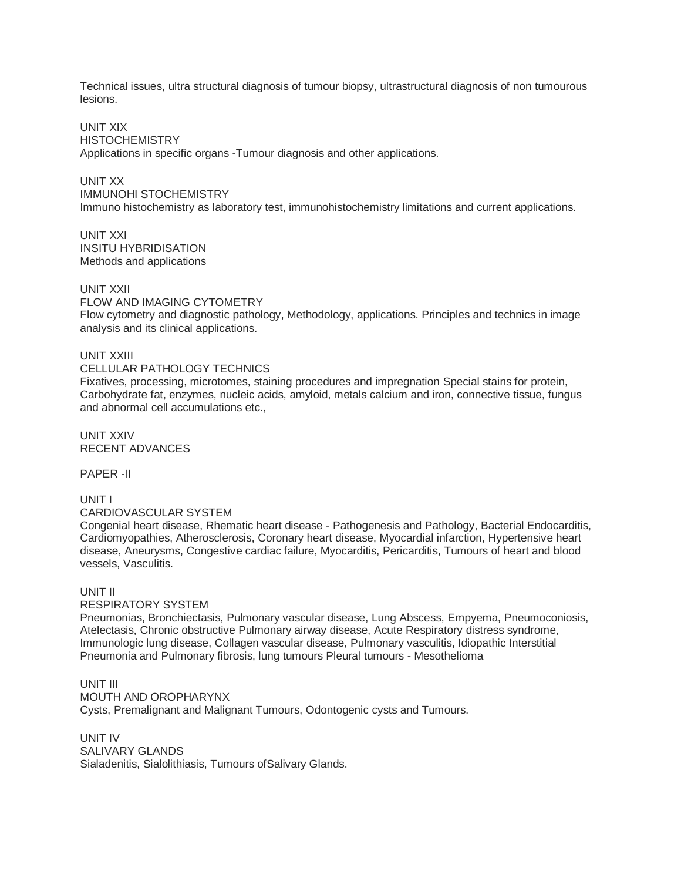Technical issues, ultra structural diagnosis of tumour biopsy, ultrastructural diagnosis of non tumourous lesions.

UNIT XIX
HISTOCHEMISTRY
Applications in specific organs -Tumour diagnosis and other applications.

UNIT XX
IMMUNOHI STOCHEMISTRY
Immuno histochemistry as laboratory test, immunohistochemistry limitations and current applications.

UNIT XXI
INSITU HYBRIDISATION
Methods and applications

UNIT XXII
FLOW AND IMAGING CYTOMETRY
Flow cytometry and diagnostic pathology, Methodology, applications. Principles and technics in image analysis and its clinical applications.

UNIT XXIII
CELLULAR PATHOLOGY TECHNICS
Fixatives, processing, microtomes, staining procedures and impregnation Special stains for protein, Carbohydrate fat, enzymes, nucleic acids, amyloid, metals calcium and iron, connective tissue, fungus and abnormal cell accumulations etc.,

UNIT XXIV
RECENT ADVANCES

PAPER -II

UNIT I
CARDIOVASCULAR SYSTEM
Congenial heart disease, Rhematic heart disease - Pathogenesis and Pathology, Bacterial Endocarditis, Cardiomyopathies, Atherosclerosis, Coronary heart disease, Myocardial infarction, Hypertensive heart disease, Aneurysms, Congestive cardiac failure, Myocarditis, Pericarditis, Tumours of heart and blood vessels, Vasculitis.

UNIT II
RESPIRATORY SYSTEM
Pneumonias, Bronchiectasis, Pulmonary vascular disease, Lung Abscess, Empyema, Pneumoconiosis, Atelectasis, Chronic obstructive Pulmonary airway disease, Acute Respiratory distress syndrome, Immunologic lung disease, Collagen vascular disease, Pulmonary vasculitis, Idiopathic Interstitial Pneumonia and Pulmonary fibrosis, lung tumours Pleural tumours - Mesothelioma

UNIT III
MOUTH AND OROPHARYNX
Cysts, Premalignant and Malignant Tumours, Odontogenic cysts and Tumours.

UNIT IV
SALIVARY GLANDS
Sialadenitis, Sialolithiasis, Tumours ofSalivary Glands.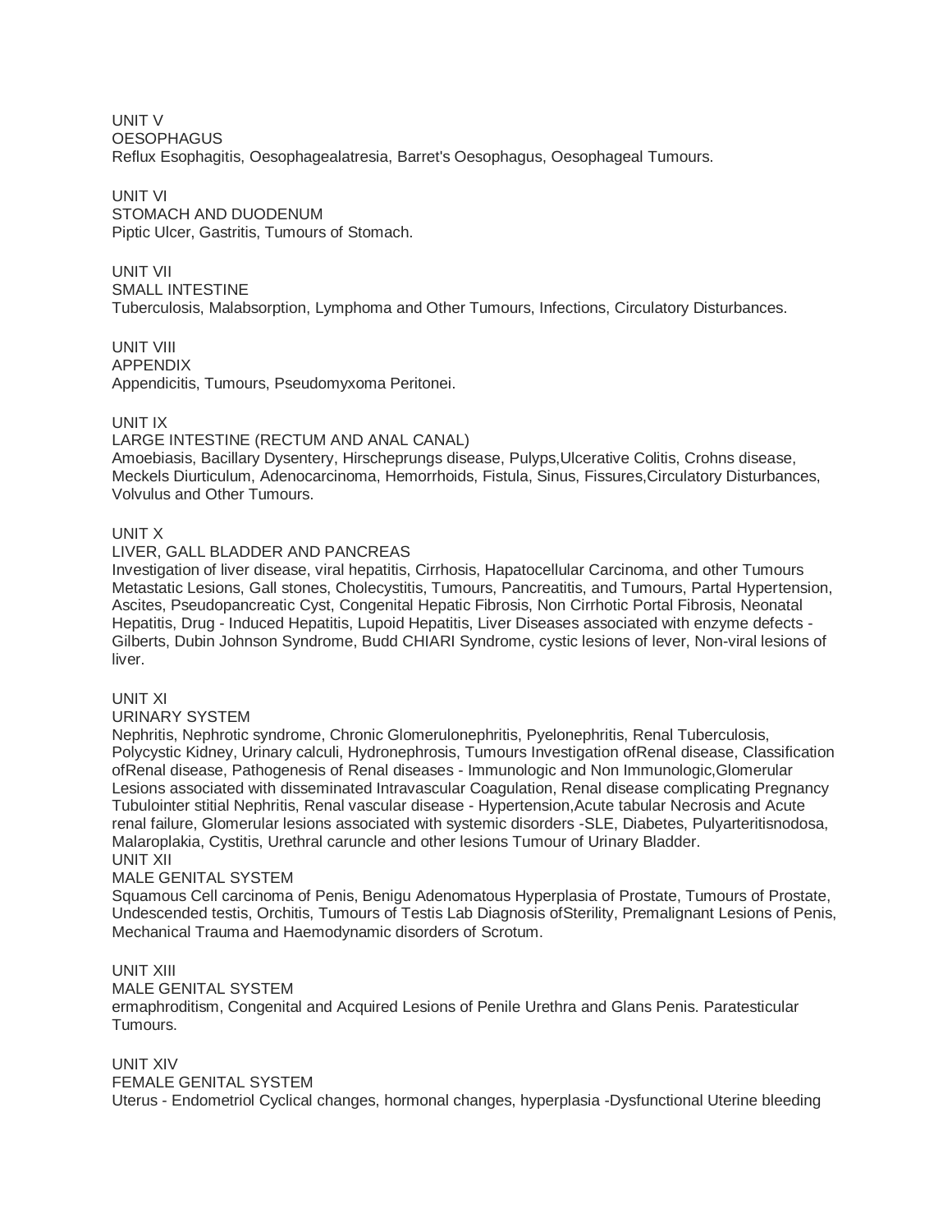UNIT V
OESOPHAGUS
Reflux Esophagitis, Oesophagealatresia, Barret's Oesophagus, Oesophageal Tumours.

UNIT VI
STOMACH AND DUODENUM
Piptic Ulcer, Gastritis, Tumours of Stomach.

UNIT VII
SMALL INTESTINE
Tuberculosis, Malabsorption, Lymphoma and Other Tumours, Infections, Circulatory Disturbances.

UNIT VIII
APPENDIX
Appendicitis, Tumours, Pseudomyxoma Peritonei.

UNIT IX
LARGE INTESTINE (RECTUM AND ANAL CANAL)
Amoebiasis, Bacillary Dysentery, Hirscheprungs disease, Pulyps,Ulcerative Colitis, Crohns disease, Meckels Diurticulum, Adenocarcinoma, Hemorrhoids, Fistula, Sinus, Fissures,Circulatory Disturbances, Volvulus and Other Tumours.

UNIT X
LIVER, GALL BLADDER AND PANCREAS
Investigation of liver disease, viral hepatitis, Cirrhosis, Hapatocellular Carcinoma, and other Tumours Metastatic Lesions, Gall stones, Cholecystitis, Tumours, Pancreatitis, and Tumours, Partal Hypertension, Ascites, Pseudopancreatic Cyst, Congenital Hepatic Fibrosis, Non Cirrhotic Portal Fibrosis, Neonatal Hepatitis, Drug - Induced Hepatitis, Lupoid Hepatitis, Liver Diseases associated with enzyme defects - Gilberts, Dubin Johnson Syndrome, Budd CHIARI Syndrome, cystic lesions of lever, Non-viral lesions of liver.

UNIT XI
URINARY SYSTEM
Nephritis, Nephrotic syndrome, Chronic Glomerulonephritis, Pyelonephritis, Renal Tuberculosis, Polycystic Kidney, Urinary calculi, Hydronephrosis, Tumours Investigation ofRenal disease, Classification ofRenal disease, Pathogenesis of Renal diseases - Immunologic and Non Immunologic,Glomerular Lesions associated with disseminated Intravascular Coagulation, Renal disease complicating Pregnancy Tubulointer stitial Nephritis, Renal vascular disease - Hypertension,Acute tabular Necrosis and Acute renal failure, Glomerular lesions associated with systemic disorders -SLE, Diabetes, Pulyarteritisnodosa, Malaroplakia, Cystitis, Urethral caruncle and other lesions Tumour of Urinary Bladder.

UNIT XII
MALE GENITAL SYSTEM
Squamous Cell carcinoma of Penis, Benigu Adenomatous Hyperplasia of Prostate, Tumours of Prostate, Undescended testis, Orchitis, Tumours of Testis Lab Diagnosis ofSterility, Premalignant Lesions of Penis, Mechanical Trauma and Haemodynamic disorders of Scrotum.

UNIT XIII
MALE GENITAL SYSTEM
ermaphroditism, Congenital and Acquired Lesions of Penile Urethra and Glans Penis. Paratesticular Tumours.

UNIT XIV
FEMALE GENITAL SYSTEM
Uterus - Endometriol Cyclical changes, hormonal changes, hyperplasia -Dysfunctional Uterine bleeding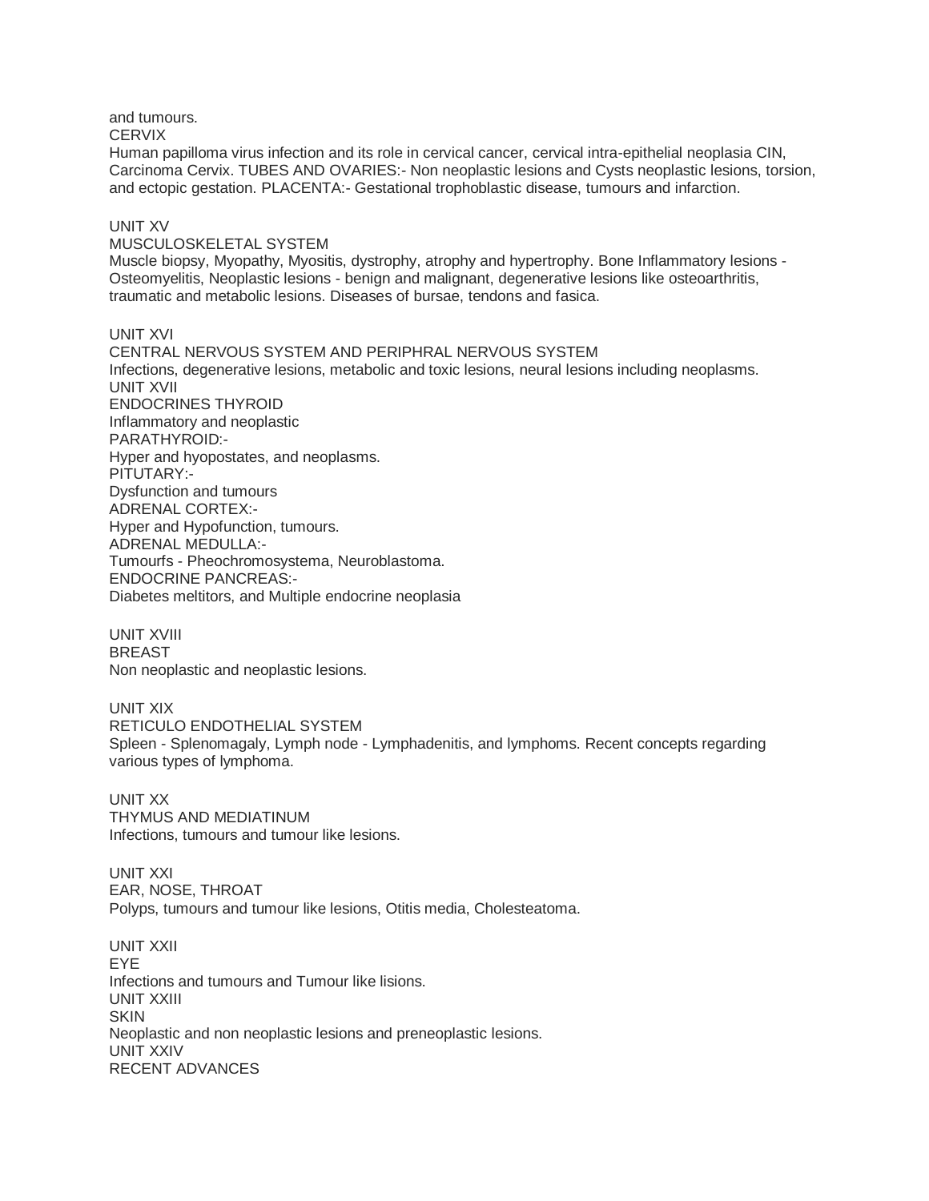and tumours.

CERVIX

Human papilloma virus infection and its role in cervical cancer, cervical intra-epithelial neoplasia CIN, Carcinoma Cervix. TUBES AND OVARIES:- Non neoplastic lesions and Cysts neoplastic lesions, torsion, and ectopic gestation. PLACENTA:- Gestational trophoblastic disease, tumours and infarction.

UNIT XV

MUSCULOSKELETAL SYSTEM

Muscle biopsy, Myopathy, Myositis, dystrophy, atrophy and hypertrophy. Bone Inflammatory lesions - Osteomyelitis, Neoplastic lesions - benign and malignant, degenerative lesions like osteoarthritis, traumatic and metabolic lesions. Diseases of bursae, tendons and fasica.

UNIT XVI

CENTRAL NERVOUS SYSTEM AND PERIPHRAL NERVOUS SYSTEM

Infections, degenerative lesions, metabolic and toxic lesions, neural lesions including neoplasms.

UNIT XVII

ENDOCRINES THYROID

Inflammatory and neoplastic

PARATHYROID:-

Hyper and hyopostates, and neoplasms.

PITUTARY:-

Dysfunction and tumours

ADRENAL CORTEX:-

Hyper and Hypofunction, tumours.

ADRENAL MEDULLA:-

Tumourfs - Pheochromosystema, Neuroblastoma.

ENDOCRINE PANCREAS:-

Diabetes meltitors, and Multiple endocrine neoplasia

UNIT XVIII

BREAST

Non neoplastic and neoplastic lesions.

UNIT XIX

RETICULO ENDOTHELIAL SYSTEM

Spleen - Splenomagaly, Lymph node - Lymphadenitis, and lymphoms. Recent concepts regarding various types of lymphoma.

UNIT XX

THYMUS AND MEDIATINUM

Infections, tumours and tumour like lesions.

UNIT XXI

EAR, NOSE, THROAT

Polyps, tumours and tumour like lesions, Otitis media, Cholesteatoma.

UNIT XXII

EYE

Infections and tumours and Tumour like lisions.

UNIT XXIII

SKIN

Neoplastic and non neoplastic lesions and preneoplastic lesions.

UNIT XXIV

RECENT ADVANCES